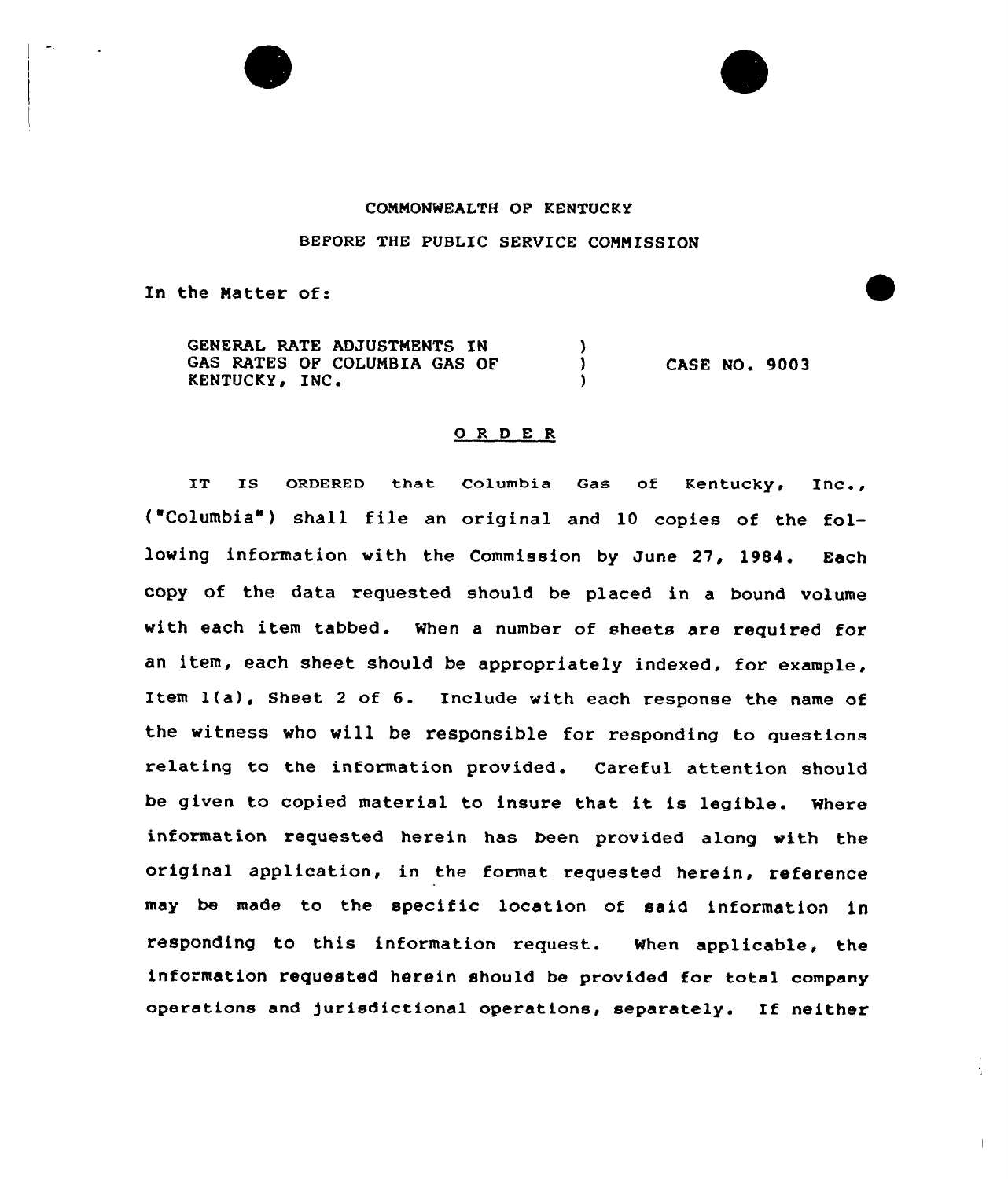COMMONWEALTH OF KENTUCKY

BEFORE THE PUBLIC SERVICE COMMISSION

In the Matter of:

GENERAL RATE ADJUSTMENTS IN GAS RATES OF COLUMBIA GAS OF KENTUCKY, INC. ) CASE NO. 9003

## O R D E R

IT IS ORDERED that Columbia Gas of Kentucky, Inc., ("Columbia") shall file an original and 10 copies of the following information with the Commission by June 27, 1984. Each copy of the data requested should be placed in a bound volume with each item tabbed. When a number of sheets are required for an item, each sheet should be appropriately indexed, for example, Item 1(a), Sheet 2 of 6. Include with each response the name of the witness who will be responsible for responding to questions relating to the information provided. Careful attention should be given to copied material to insure that it is legible. Where information requested herein has been provided along with the original application, in the format requested herein, reference may be made to the specific location of said information in responding to this information request. When applicable, the information requested herein should be provided for total company operations and jurisdictional operations, separately. If neither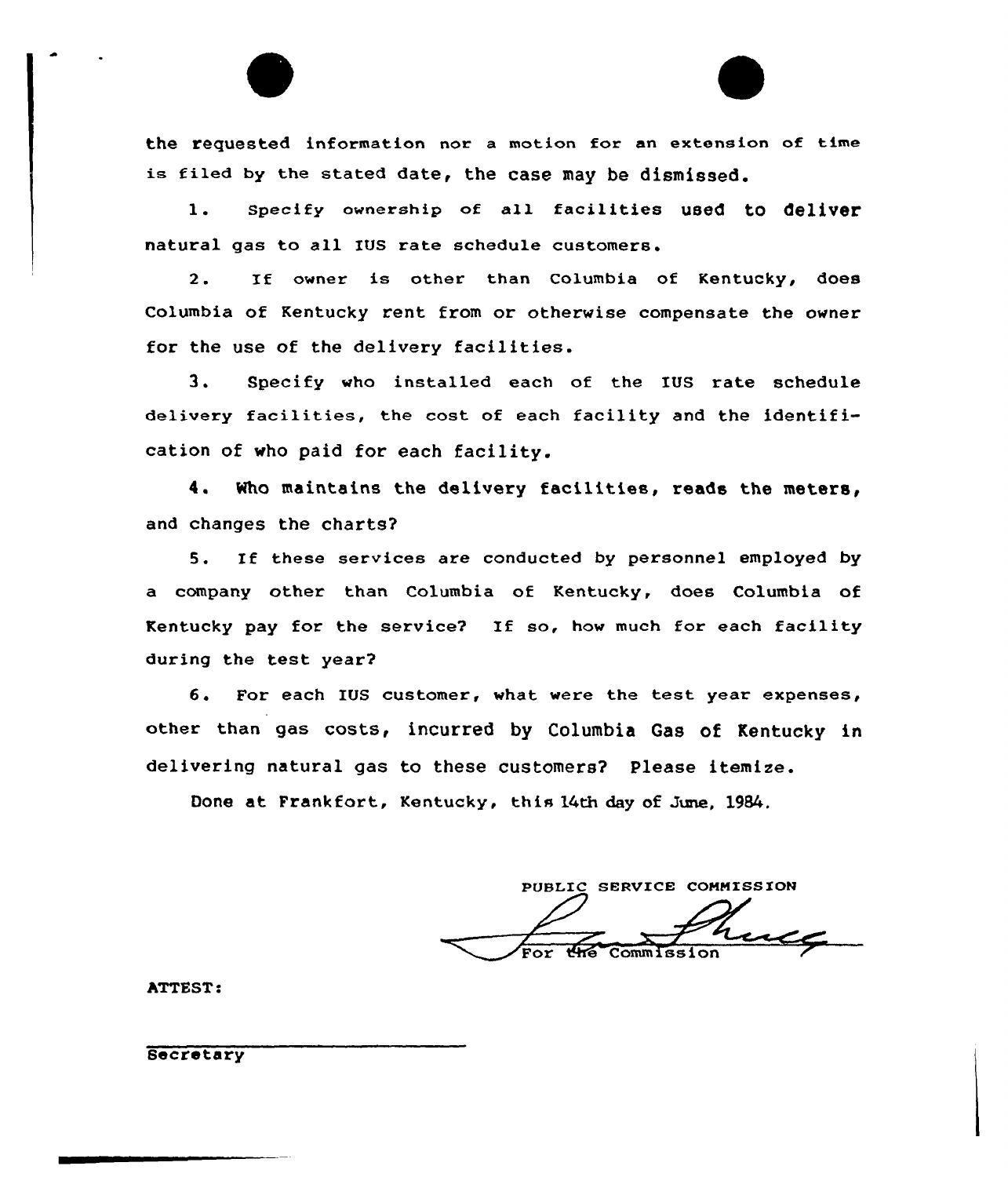the requested information nor a motion for an extension of time is filed by the stated date, the case may be dismissed.

1. Specify ownership of all facilities used to deliver natural gas to all IUS rate schedule customers.

2. If owner is other than Columbia of Kentucky, does Columbia of Kentucky rent from or otherwise compensate the owner for the use of the delivery facilities.

3. Specify who installed each of the IUS rate schedule delivery facilities, the cost of each facility and the identification of who paid for each facility.

4. Who maintains the delivery facilities, reads the meters, and changes the charts?

5. If these services are conducted by personnel employed by a company other than Columbia of Kentucky, does Columbia of Kentucky pay for the service? If so, how much for each facility during the test year?

6. For each IUS customer, what were the test year expenses, other than gas costs, incurred by Columbia Gas of Kentucky in delivering natural gas to these customers? Please itemize.

Done at Frankfort, Kentucky, this 14th day of June, 1984.

PUBLIC SERVICE COMMISSION

For the Commission

ATTEST:

Secretary